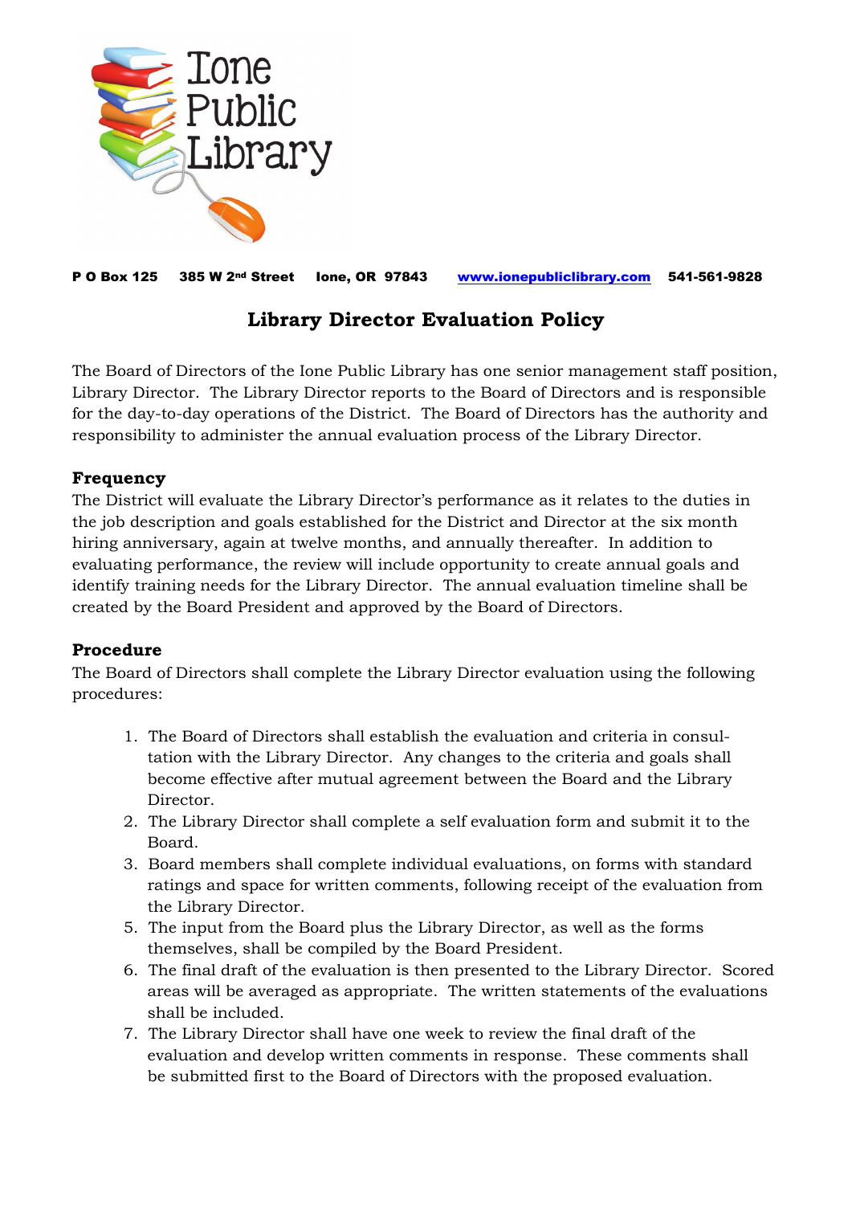Ione Public Library

**P O Box 125 385 W 2nd Street Ione, OR 97843 [www.ionepubliclibrary.com](http://www.ionepubliclibrary.com) 541-561-9828**

# Library Director Evaluation Policy

The Board of Directors of the Ione Public Library has one senior management staff position, Library Director. The Library Director reports to the Board of Directors and is responsible for the day-to-day operations of the District. The Board of Directors has the authority and responsibility to administer the annual evaluation process of the Library Director.

## Frequency

The District will evaluate the Library Director's performance as it relates to the duties in the job description and goals established for the District and Director at the six month hiring anniversary, again at twelve months, and annually thereafter. In addition to evaluating performance, the review will include opportunity to create annual goals and identify training needs for the Library Director. The annual evaluation timeline shall be created by the Board President and approved by the Board of Directors.

## Procedure

The Board of Directors shall complete the Library Director evaluation using the following procedures:

1. The Board of Directors shall establish the evaluation and criteria in consultation with the Library Director. Any changes to the criteria and goals shall become effective after mutual agreement between the Board and the Library Director.
2. The Library Director shall complete a self evaluation form and submit it to the Board.
3. Board members shall complete individual evaluations, on forms with standard ratings and space for written comments, following receipt of the evaluation from the Library Director.
5. The input from the Board plus the Library Director, as well as the forms themselves, shall be compiled by the Board President.
6. The final draft of the evaluation is then presented to the Library Director. Scored areas will be averaged as appropriate. The written statements of the evaluations shall be included.
7. The Library Director shall have one week to review the final draft of the evaluation and develop written comments in response. These comments shall be submitted first to the Board of Directors with the proposed evaluation.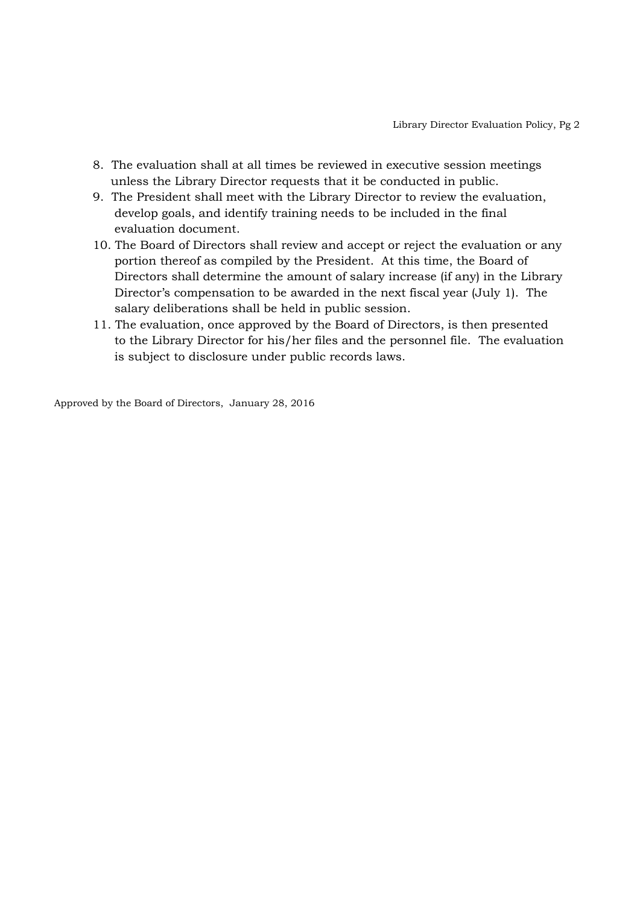8. The evaluation shall at all times be reviewed in executive session meetings unless the Library Director requests that it be conducted in public.
9. The President shall meet with the Library Director to review the evaluation, develop goals, and identify training needs to be included in the final evaluation document.
10. The Board of Directors shall review and accept or reject the evaluation or any portion thereof as compiled by the President. At this time, the Board of Directors shall determine the amount of salary increase (if any) in the Library Director's compensation to be awarded in the next fiscal year (July 1). The salary deliberations shall be held in public session.
11. The evaluation, once approved by the Board of Directors, is then presented to the Library Director for his/her files and the personnel file. The evaluation is subject to disclosure under public records laws.

Approved by the Board of Directors, January 28, 2016